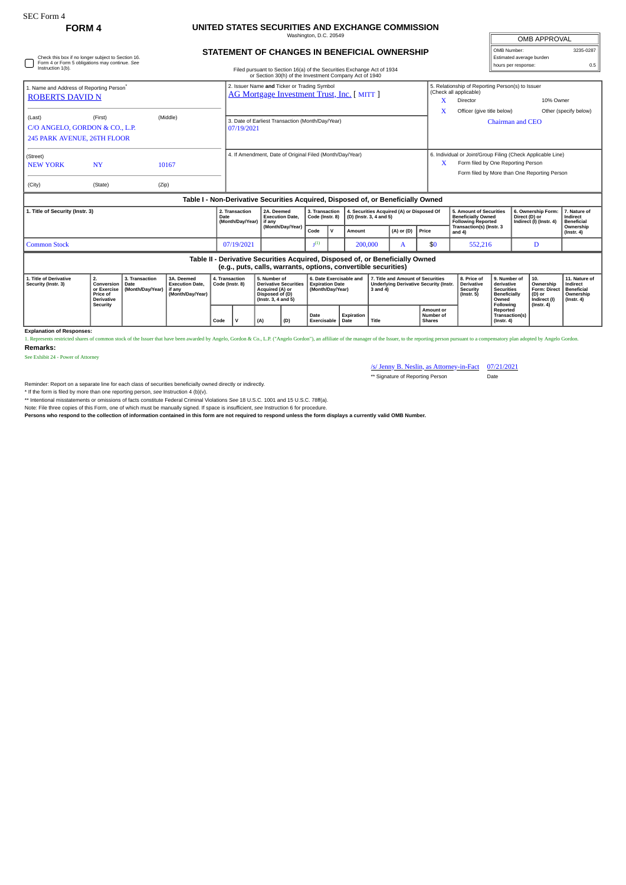SEC Form 4

**FORM 4**

# UNITED STATES SECURITIES AND EXCHANGE COMMISSION

Washington, D.C. 20549

## STATEMENT OF CHANGES IN BENEFICIAL OWNERSHIP

| OMB APPROVAL | |
|---|---|
| OMB Number: | 3235-0287 |
| Estimated average burden hours per response: | 0.5 |

☐ Check this box if no longer subject to Section 16. Form 4 or Form 5 obligations may continue. *See* Instruction 1(b).

Filed pursuant to Section 16(a) of the Securities Exchange Act of 1934 or Section 30(h) of the Investment Company Act of 1940

1. Name and Address of Reporting Person*
ROBERTS DAVID N

(Last) (First) (Middle)
C/O ANGELO, GORDON & CO., L.P.
245 PARK AVENUE, 26TH FLOOR

(Street)
NEW YORK NY 10167

(City) (State) (Zip)

2. Issuer Name **and** Ticker or Trading Symbol
AG Mortgage Investment Trust, Inc. [ MITT ]

3. Date of Earliest Transaction (Month/Day/Year)
07/19/2021

4. If Amendment, Date of Original Filed (Month/Day/Year)

5. Relationship of Reporting Person(s) to Issuer (Check all applicable)
X Director
10% Owner
X Officer (give title below)
Other (specify below)
Chairman and CEO

6. Individual or Joint/Group Filing (Check Applicable Line)
X Form filed by One Reporting Person
Form filed by More than One Reporting Person

### Table I - Non-Derivative Securities Acquired, Disposed of, or Beneficially Owned

| 1. Title of Security (Instr. 3) | 2. Transaction Date (Month/Day/Year) | 2A. Deemed Execution Date, if any (Month/Day/Year) | 3. Transaction Code (Instr. 8) | | 4. Securities Acquired (A) or Disposed Of (D) (Instr. 3, 4 and 5) | | | 5. Amount of Securities Beneficially Owned Following Reported Transaction(s) (Instr. 3 and 4) | 6. Ownership Form: Direct (D) or Indirect (I) (Instr. 4) | 7. Nature of Indirect Beneficial Ownership (Instr. 4) |
|---|---|---|---|---|---|---|---|---|---|---|
| | | | Code | V | Amount | (A) or (D) | Price | | | |
| Common Stock | 07/19/2021 | | J[(1)] | | 200,000 | A | $0 | 552,216 | D | |

### Table II - Derivative Securities Acquired, Disposed of, or Beneficially Owned (e.g., puts, calls, warrants, options, convertible securities)

| 1. Title of Derivative Security (Instr. 3) | 2. Conversion or Exercise Price of Derivative Security | 3. Transaction Date (Month/Day/Year) | 3A. Deemed Execution Date, if any (Month/Day/Year) | 4. Transaction Code (Instr. 8) | | 5. Number of Derivative Securities Acquired (A) or Disposed of (D) (Instr. 3, 4 and 5) | | 6. Date Exercisable and Expiration Date (Month/Day/Year) | | 7. Title and Amount of Securities Underlying Derivative Security (Instr. 3 and 4) | | 8. Price of Derivative Security (Instr. 5) | 9. Number of derivative Securities Beneficially Owned Following Reported Transaction(s) (Instr. 4) | 10. Ownership Form: Direct (D) or Indirect (I) (Instr. 4) | 11. Nature of Indirect Beneficial Ownership (Instr. 4) |
|---|---|---|---|---|---|---|---|---|---|---|---|---|---|---|---|
| | | | | Code | V | (A) | (D) | Date Exercisable | Expiration Date | Title | Amount or Number of Shares | | | | |

**Explanation of Responses:**

1. Represents restricted shares of common stock of the Issuer that have been awarded by Angelo, Gordon & Co., L.P. ("Angelo Gordon"), an affiliate of the manager of the Issuer, to the reporting person pursuant to a compensatory plan adopted by Angelo Gordon.

**Remarks:**

See Exhibit 24 - Power of Attorney

/s/ Jenny B. Neslin, as Attorney-in-Fact 07/21/2021

** Signature of Reporting Person Date

Reminder: Report on a separate line for each class of securities beneficially owned directly or indirectly.

* If the form is filed by more than one reporting person, *see* Instruction 4 (b)(v).

** Intentional misstatements or omissions of facts constitute Federal Criminal Violations *See* 18 U.S.C. 1001 and 15 U.S.C. 78ff(a).

Note: File three copies of this Form, one of which must be manually signed. If space is insufficient, *see* Instruction 6 for procedure.

**Persons who respond to the collection of information contained in this form are not required to respond unless the form displays a currently valid OMB Number.**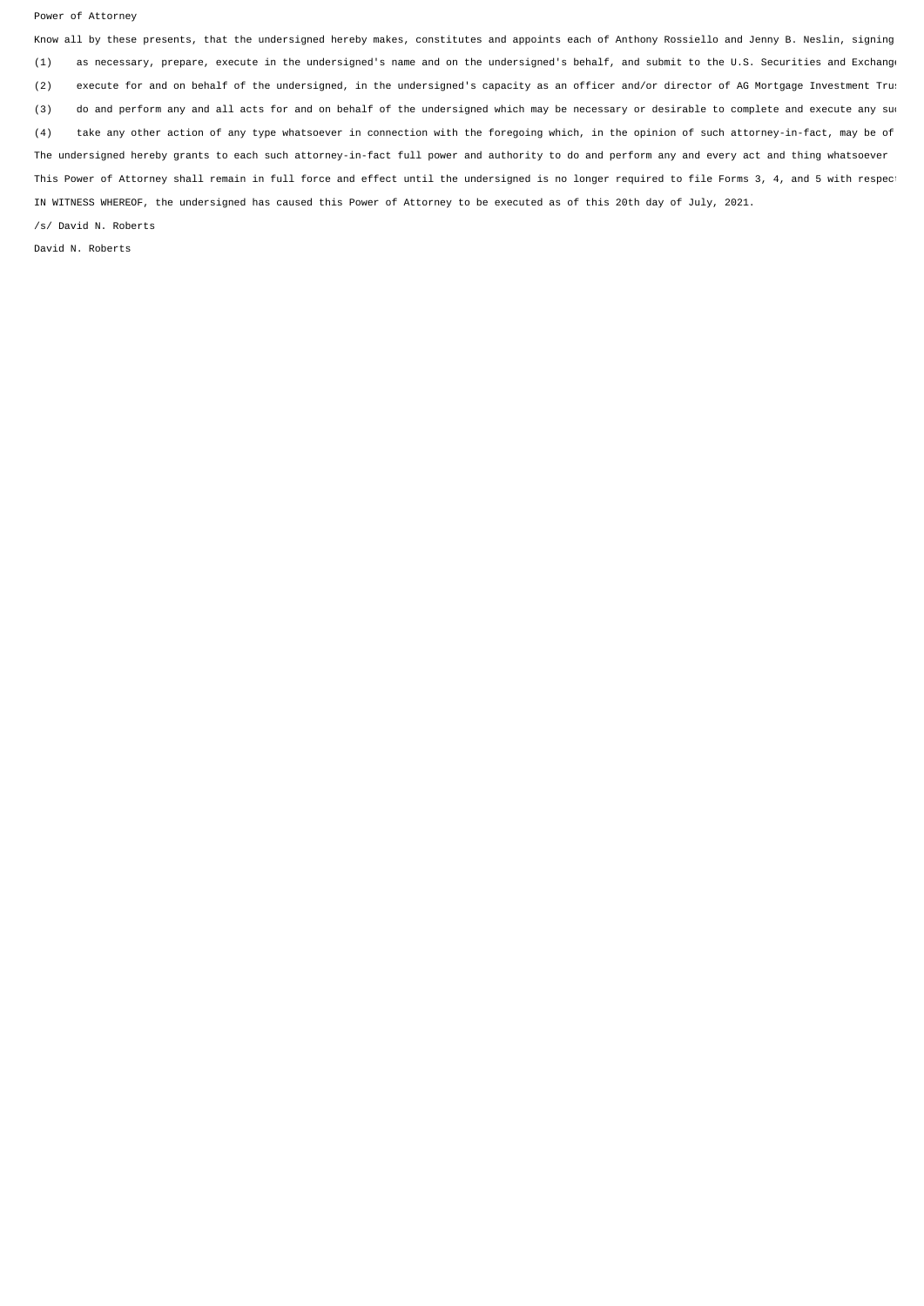Power of Attorney

Know all by these presents, that the undersigned hereby makes, constitutes and appoints each of Anthony Rossiello and Jenny B. Neslin, signing

(1) as necessary, prepare, execute in the undersigned's name and on the undersigned's behalf, and submit to the U.S. Securities and Exchang

(2) execute for and on behalf of the undersigned, in the undersigned's capacity as an officer and/or director of AG Mortgage Investment Tru

(3) do and perform any and all acts for and on behalf of the undersigned which may be necessary or desirable to complete and execute any su

(4) take any other action of any type whatsoever in connection with the foregoing which, in the opinion of such attorney-in-fact, may be of

The undersigned hereby grants to each such attorney-in-fact full power and authority to do and perform any and every act and thing whatsoever

This Power of Attorney shall remain in full force and effect until the undersigned is no longer required to file Forms 3, 4, and 5 with respec

IN WITNESS WHEREOF, the undersigned has caused this Power of Attorney to be executed as of this 20th day of July, 2021.

/s/ David N. Roberts

David N. Roberts